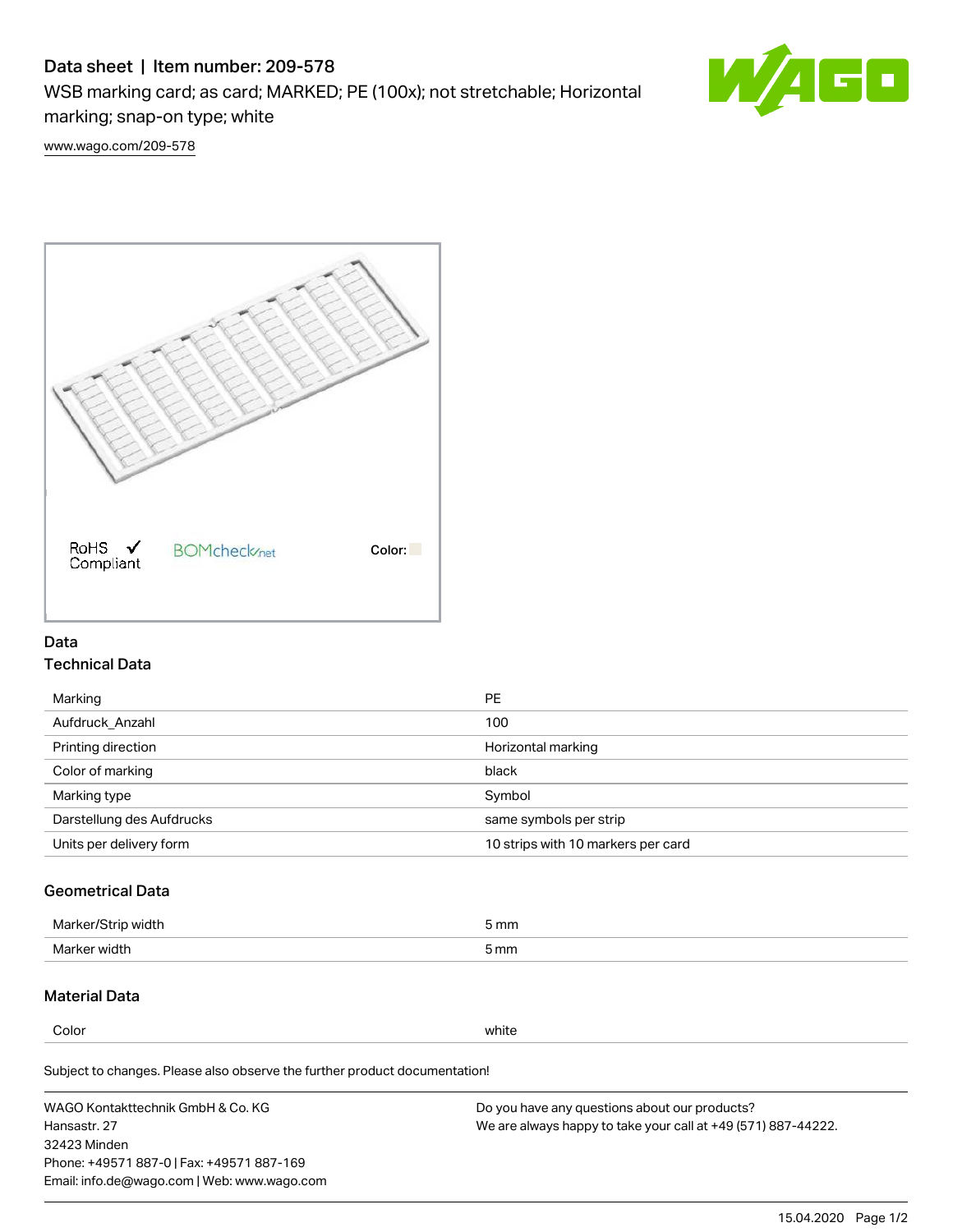# Data sheet | Item number: 209-578

WSB marking card; as card; MARKED; PE (100x); not stretchable; Horizontal marking; snap-on type; white

www.wago.com/209-578

RoHS Compliant

BOMcheck.net

Color:

## Data

### Technical Data

| Marking | PE |
|---|---|
| Aufdruck_Anzahl | 100 |
| Printing direction | Horizontal marking |
| Color of marking | black |
| Marking type | Symbol |
| Darstellung des Aufdrucks | same symbols per strip |
| Units per delivery form | 10 strips with 10 markers per card |

### Geometrical Data

| Marker/Strip width | 5 mm |
|---|---|
| Marker width | 5 mm |

### Material Data

| Color | white |
|---|---|

Subject to changes. Please also observe the further product documentation!

WAGO Kontakttechnik GmbH & Co. KG
Hansastr. 27
32423 Minden
Phone: +49571 887-0 | Fax: +49571 887-169
Email: info.de@wago.com | Web: www.wago.com

Do you have any questions about our products?
We are always happy to take your call at +49 (571) 887-44222.

15.04.2020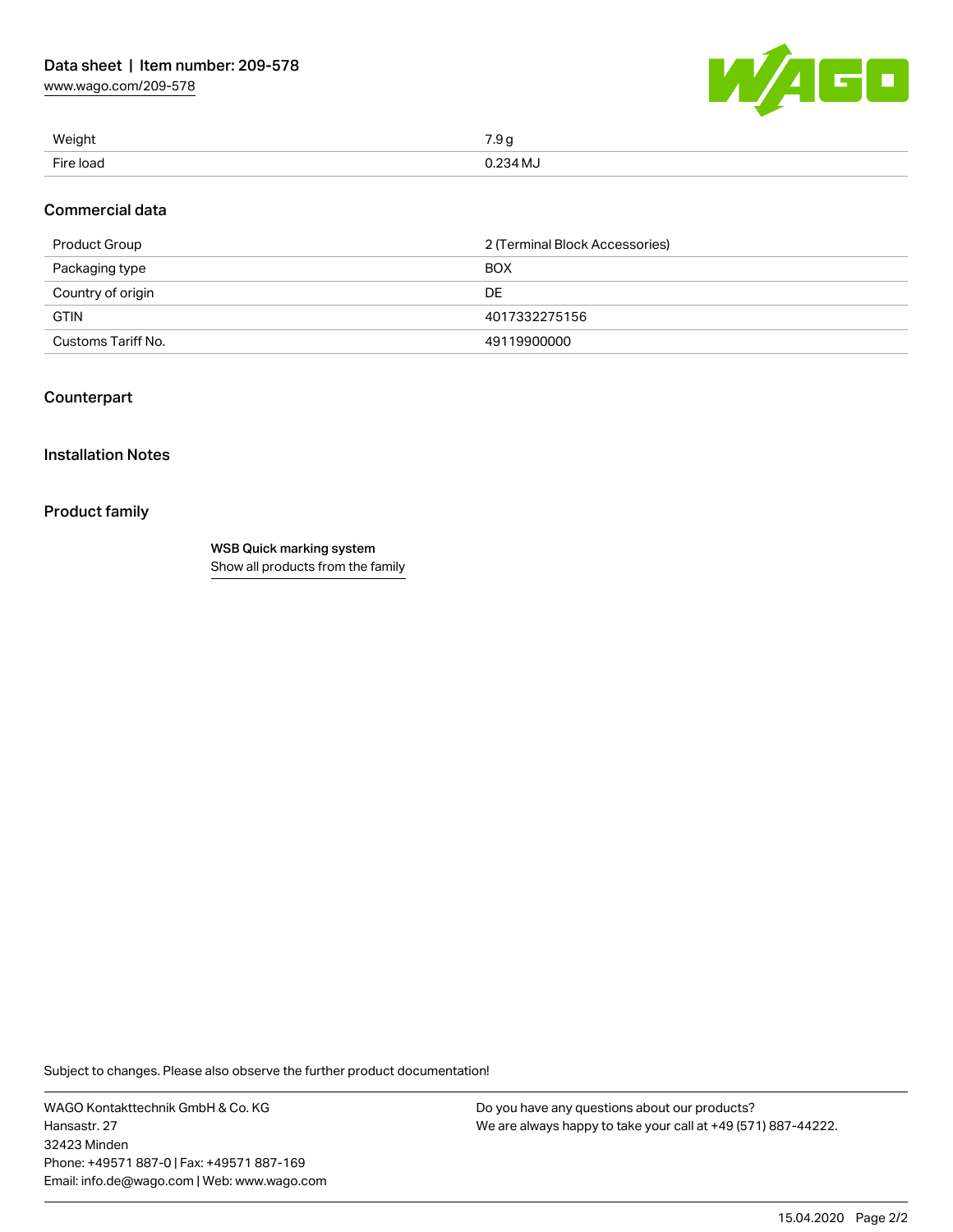| | |
|---|---|
| Weight | 7.9 g |
| Fire load | 0.234 MJ |

## Commercial data

| | |
|---|---|
| Product Group | 2 (Terminal Block Accessories) |
| Packaging type | BOX |
| Country of origin | DE |
| GTIN | 4017332275156 |
| Customs Tariff No. | 49119900000 |

## Counterpart

## Installation Notes

## Product family

**WSB Quick marking system**
Show all products from the family

Subject to changes. Please also observe the further product documentation!

WAGO Kontakttechnik GmbH & Co. KG
Hansastr. 27
32423 Minden
Phone: +49571 887-0 | Fax: +49571 887-169
Email: info.de@wago.com | Web: www.wago.com

Do you have any questions about our products?
We are always happy to take your call at +49 (571) 887-44222.

15.04.2020